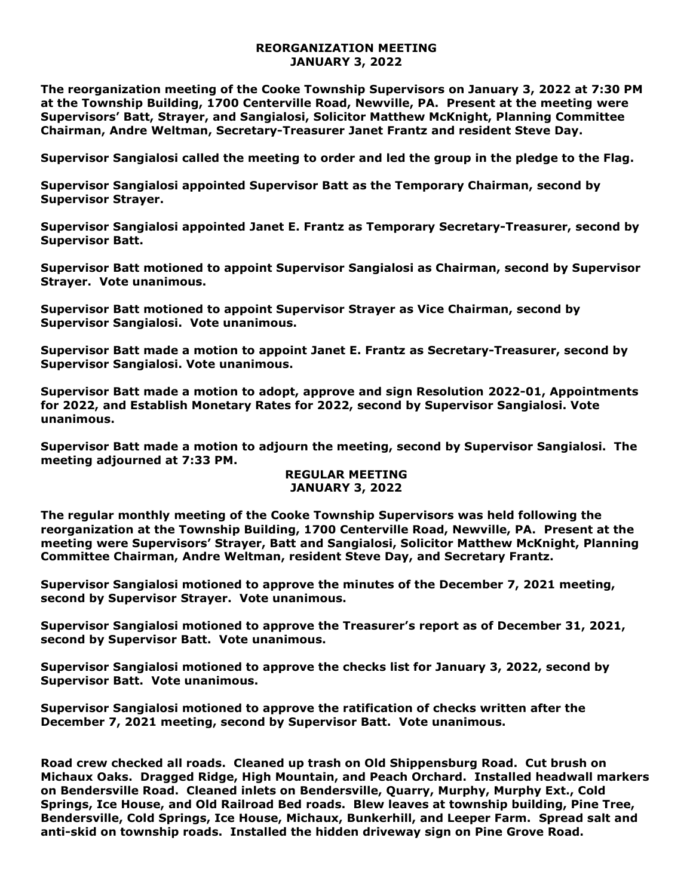## REORGANIZATION MEETING
## JANUARY 3, 2022

**The reorganization meeting of the Cooke Township Supervisors on January 3, 2022 at 7:30 PM at the Township Building, 1700 Centerville Road, Newville, PA. Present at the meeting were Supervisors' Batt, Strayer, and Sangialosi, Solicitor Matthew McKnight, Planning Committee Chairman, Andre Weltman, Secretary-Treasurer Janet Frantz and resident Steve Day.**

**Supervisor Sangialosi called the meeting to order and led the group in the pledge to the Flag.**

**Supervisor Sangialosi appointed Supervisor Batt as the Temporary Chairman, second by Supervisor Strayer.**

**Supervisor Sangialosi appointed Janet E. Frantz as Temporary Secretary-Treasurer, second by Supervisor Batt.**

**Supervisor Batt motioned to appoint Supervisor Sangialosi as Chairman, second by Supervisor Strayer. Vote unanimous.**

**Supervisor Batt motioned to appoint Supervisor Strayer as Vice Chairman, second by Supervisor Sangialosi. Vote unanimous.**

**Supervisor Batt made a motion to appoint Janet E. Frantz as Secretary-Treasurer, second by Supervisor Sangialosi. Vote unanimous.**

**Supervisor Batt made a motion to adopt, approve and sign Resolution 2022-01, Appointments for 2022, and Establish Monetary Rates for 2022, second by Supervisor Sangialosi. Vote unanimous.**

**Supervisor Batt made a motion to adjourn the meeting, second by Supervisor Sangialosi. The meeting adjourned at 7:33 PM.**

## REGULAR MEETING
## JANUARY 3, 2022

**The regular monthly meeting of the Cooke Township Supervisors was held following the reorganization at the Township Building, 1700 Centerville Road, Newville, PA. Present at the meeting were Supervisors' Strayer, Batt and Sangialosi, Solicitor Matthew McKnight, Planning Committee Chairman, Andre Weltman, resident Steve Day, and Secretary Frantz.**

**Supervisor Sangialosi motioned to approve the minutes of the December 7, 2021 meeting, second by Supervisor Strayer. Vote unanimous.**

**Supervisor Sangialosi motioned to approve the Treasurer's report as of December 31, 2021, second by Supervisor Batt. Vote unanimous.**

**Supervisor Sangialosi motioned to approve the checks list for January 3, 2022, second by Supervisor Batt. Vote unanimous.**

**Supervisor Sangialosi motioned to approve the ratification of checks written after the December 7, 2021 meeting, second by Supervisor Batt. Vote unanimous.**

**Road crew checked all roads. Cleaned up trash on Old Shippensburg Road. Cut brush on Michaux Oaks. Dragged Ridge, High Mountain, and Peach Orchard. Installed headwall markers on Bendersville Road. Cleaned inlets on Bendersville, Quarry, Murphy, Murphy Ext., Cold Springs, Ice House, and Old Railroad Bed roads. Blew leaves at township building, Pine Tree, Bendersville, Cold Springs, Ice House, Michaux, Bunkerhill, and Leeper Farm. Spread salt and anti-skid on township roads. Installed the hidden driveway sign on Pine Grove Road.**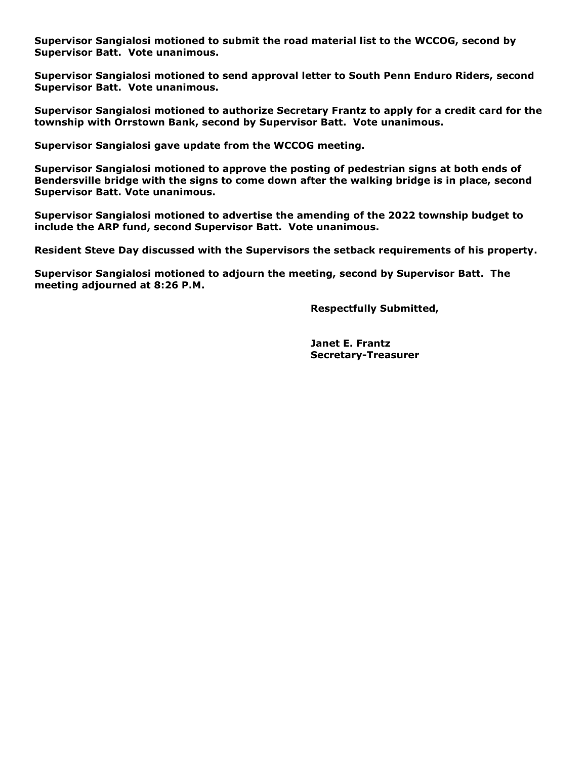**Supervisor Sangialosi motioned to submit the road material list to the WCCOG, second by Supervisor Batt. Vote unanimous.**

**Supervisor Sangialosi motioned to send approval letter to South Penn Enduro Riders, second Supervisor Batt. Vote unanimous.**

**Supervisor Sangialosi motioned to authorize Secretary Frantz to apply for a credit card for the township with Orrstown Bank, second by Supervisor Batt. Vote unanimous.**

**Supervisor Sangialosi gave update from the WCCOG meeting.**

**Supervisor Sangialosi motioned to approve the posting of pedestrian signs at both ends of Bendersville bridge with the signs to come down after the walking bridge is in place, second Supervisor Batt. Vote unanimous.**

**Supervisor Sangialosi motioned to advertise the amending of the 2022 township budget to include the ARP fund, second Supervisor Batt. Vote unanimous.**

**Resident Steve Day discussed with the Supervisors the setback requirements of his property.**

**Supervisor Sangialosi motioned to adjourn the meeting, second by Supervisor Batt. The meeting adjourned at 8:26 P.M.**

**Respectfully Submitted,**

**Janet E. Frantz**
**Secretary-Treasurer**